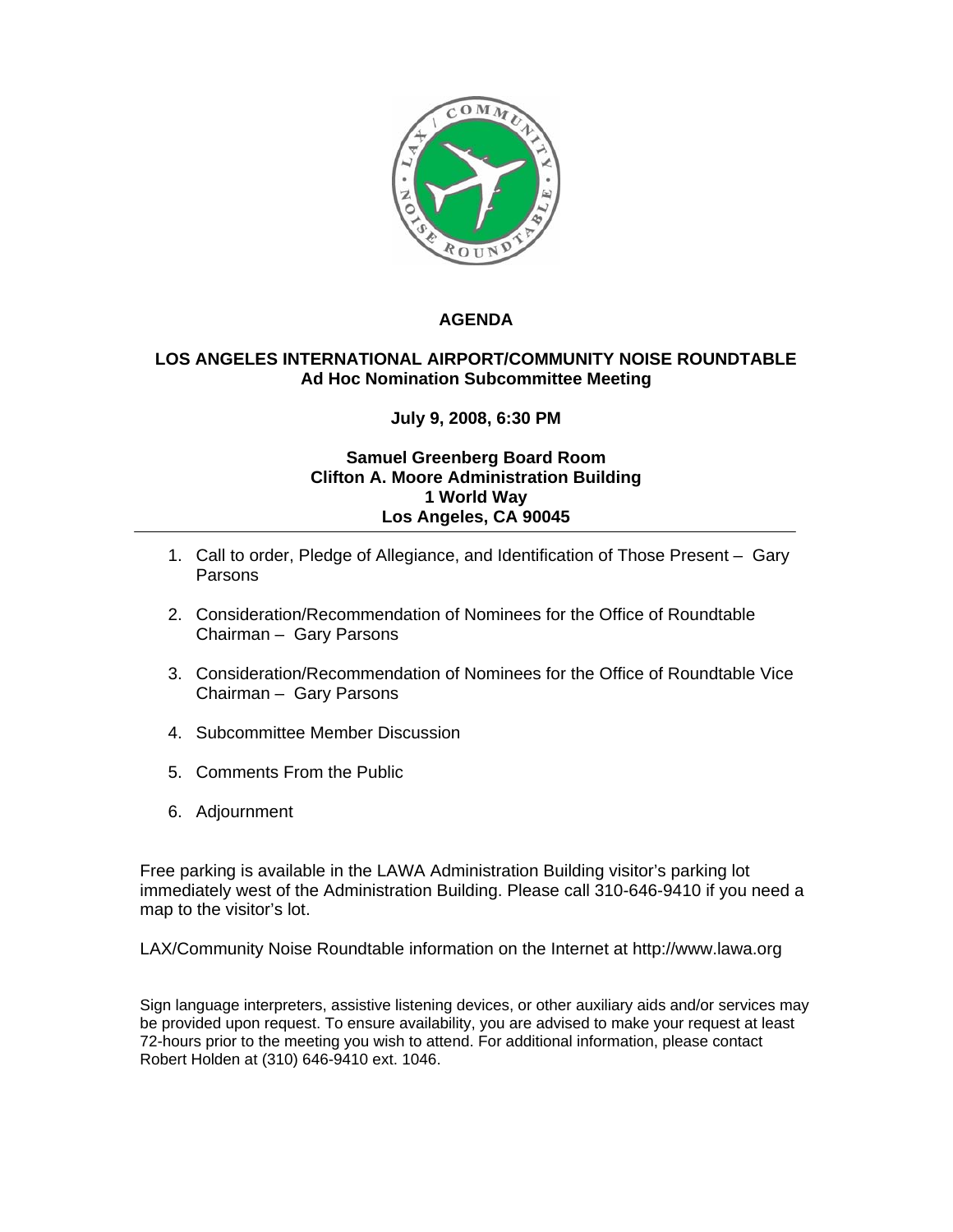# AGENDA

## LOS ANGELES INTERNATIONAL AIRPORT/COMMUNITY NOISE ROUNDTABLE
### Ad Hoc Nomination Subcommittee Meeting

**July 9, 2008, 6:30 PM**

**Samuel Greenberg Board Room**
**Clifton A. Moore Administration Building**
**1 World Way**
**Los Angeles, CA 90045**

---

1. Call to order, Pledge of Allegiance, and Identification of Those Present – Gary Parsons
2. Consideration/Recommendation of Nominees for the Office of Roundtable Chairman – Gary Parsons
3. Consideration/Recommendation of Nominees for the Office of Roundtable Vice Chairman – Gary Parsons
4. Subcommittee Member Discussion
5. Comments From the Public
6. Adjournment

Free parking is available in the LAWA Administration Building visitor's parking lot immediately west of the Administration Building. Please call 310-646-9410 if you need a map to the visitor's lot.

LAX/Community Noise Roundtable information on the Internet at http://www.lawa.org

Sign language interpreters, assistive listening devices, or other auxiliary aids and/or services may be provided upon request. To ensure availability, you are advised to make your request at least 72-hours prior to the meeting you wish to attend. For additional information, please contact Robert Holden at (310) 646-9410 ext. 1046.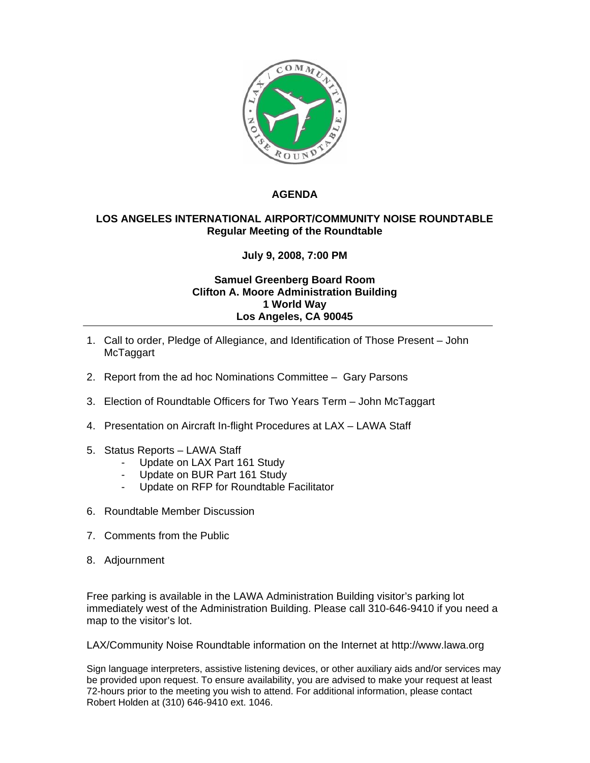**AGENDA**

**LOS ANGELES INTERNATIONAL AIRPORT/COMMUNITY NOISE ROUNDTABLE**
**Regular Meeting of the Roundtable**

**July 9, 2008, 7:00 PM**

**Samuel Greenberg Board Room**
**Clifton A. Moore Administration Building**
**1 World Way**
**Los Angeles, CA 90045**

---

1. Call to order, Pledge of Allegiance, and Identification of Those Present – John McTaggart
2. Report from the ad hoc Nominations Committee – Gary Parsons
3. Election of Roundtable Officers for Two Years Term – John McTaggart
4. Presentation on Aircraft In-flight Procedures at LAX – LAWA Staff
5. Status Reports – LAWA Staff
   - Update on LAX Part 161 Study
   - Update on BUR Part 161 Study
   - Update on RFP for Roundtable Facilitator
6. Roundtable Member Discussion
7. Comments from the Public
8. Adjournment

Free parking is available in the LAWA Administration Building visitor's parking lot immediately west of the Administration Building. Please call 310-646-9410 if you need a map to the visitor's lot.

LAX/Community Noise Roundtable information on the Internet at http://www.lawa.org

Sign language interpreters, assistive listening devices, or other auxiliary aids and/or services may be provided upon request. To ensure availability, you are advised to make your request at least 72-hours prior to the meeting you wish to attend. For additional information, please contact Robert Holden at (310) 646-9410 ext. 1046.